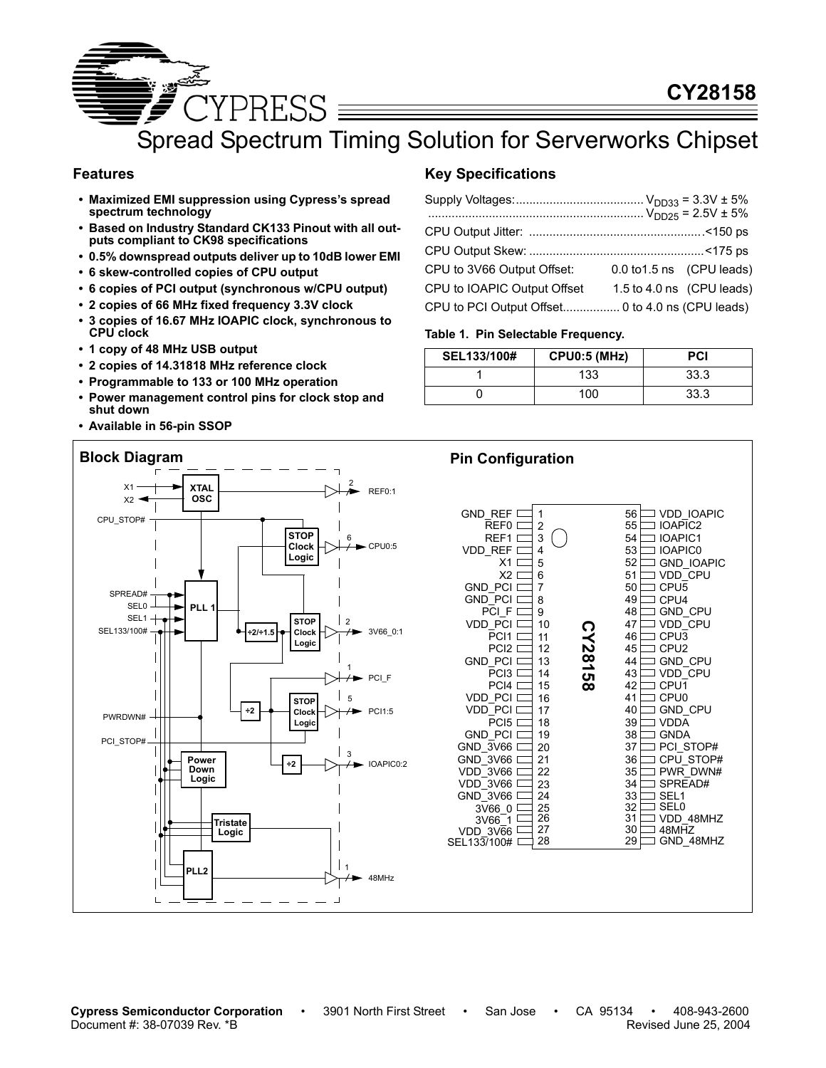# CY28158

## Spread Spectrum Timing Solution for Serverworks Chipset

### Features

- **Maximized EMI suppression using Cypress's spread spectrum technology**
- **Based on Industry Standard CK133 Pinout with all outputs compliant to CK98 specifications**
- **0.5% downspread outputs deliver up to 10dB lower EMI**
- **6 skew-controlled copies of CPU output**
- **6 copies of PCI output (synchronous w/CPU output)**
- **2 copies of 66 MHz fixed frequency 3.3V clock**
- **3 copies of 16.67 MHz IOAPIC clock, synchronous to CPU clock**
- **1 copy of 48 MHz USB output**
- **2 copies of 14.31818 MHz reference clock**
- **Programmable to 133 or 100 MHz operation**
- **Power management control pins for clock stop and shut down**
- **Available in 56-pin SSOP**

### Key Specifications

Supply Voltages:...................................... $V_{DD33}$ = 3.3V ± 5%
............................................................... $V_{DD25}$ = 2.5V ± 5%

CPU Output Jitter: ...................................................<150 ps

CPU Output Skew: ...................................................<175 ps

CPU to 3V66 Output Offset: 0.0 to1.5 ns (CPU leads)

CPU to IOAPIC Output Offset 1.5 to 4.0 ns (CPU leads)

CPU to PCI Output Offset................. 0 to 4.0 ns (CPU leads)

**Table 1. Pin Selectable Frequency.**

| SEL133/100# | CPU0:5 (MHz) | PCI |
|---|---|---|
| 1 | 133 | 33.3 |
| 0 | 100 | 33.3 |

### Block Diagram

### Pin Configuration

| Pin | Name | Pin | Name |
|---|---|---|---|
| 1 | GND_REF | 56 | VDD_IOAPIC |
| 2 | REF0 | 55 | IOAPIC2 |
| 3 | REF1 | 54 | IOAPIC1 |
| 4 | VDD_REF | 53 | IOAPIC0 |
| 5 | X1 | 52 | GND_IOAPIC |
| 6 | X2 | 51 | VDD_CPU |
| 7 | GND_PCI | 50 | CPU5 |
| 8 | GND_PCI | 49 | CPU4 |
| 9 | PCI_F | 48 | GND_CPU |
| 10 | VDD_PCI | 47 | VDD_CPU |
| 11 | PCI1 | 46 | CPU3 |
| 12 | PCI2 | 45 | CPU2 |
| 13 | GND_PCI | 44 | GND_CPU |
| 14 | PCI3 | 43 | VDD_CPU |
| 15 | PCI4 | 42 | CPU1 |
| 16 | VDD_PCI | 41 | CPU0 |
| 17 | VDD_PCI | 40 | GND_CPU |
| 18 | PCI5 | 39 | VDDA |
| 19 | GND_PCI | 38 | GNDA |
| 20 | GND_3V66 | 37 | PCI_STOP# |
| 21 | GND_3V66 | 36 | CPU_STOP# |
| 22 | VDD_3V66 | 35 | PWR_DWN# |
| 23 | VDD_3V66 | 34 | SPREAD# |
| 24 | GND_3V66 | 33 | SEL1 |
| 25 | 3V66_0 | 32 | SEL0 |
| 26 | 3V66_1 | 31 | VDD_48MHZ |
| 27 | VDD_3V66 | 30 | 48MHZ |
| 28 | SEL133/100# | 29 | GND_48MHZ |

Cypress Semiconductor Corporation • 3901 North First Street • San Jose • CA 95134 • 408-943-2600
Document #: 38-07039 Rev. *B Revised June 25, 2004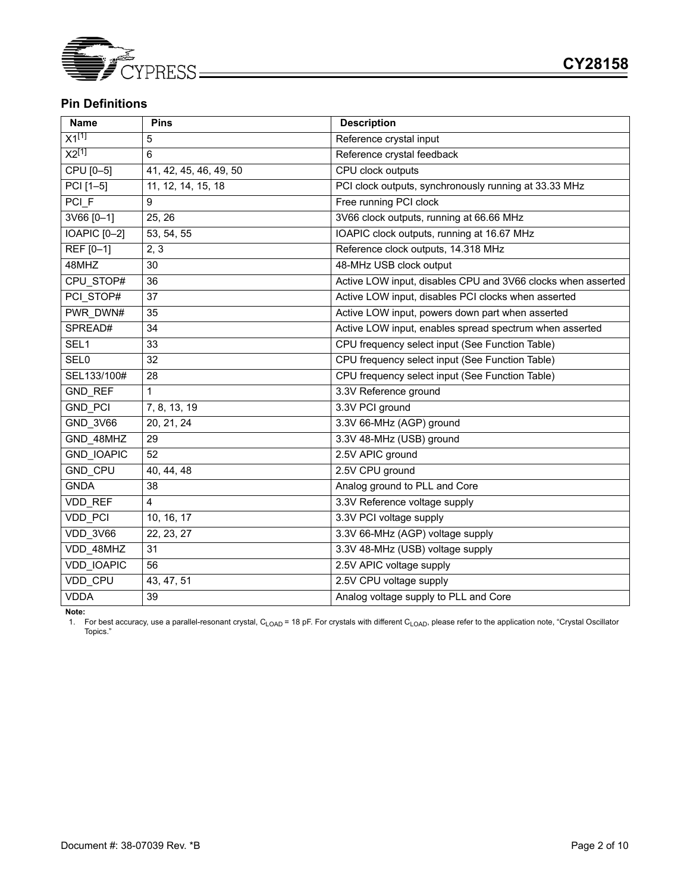## Pin Definitions

| Name | Pins | Description |
|---|---|---|
| X1[1] | 5 | Reference crystal input |
| X2[1] | 6 | Reference crystal feedback |
| CPU [0–5] | 41, 42, 45, 46, 49, 50 | CPU clock outputs |
| PCI [1–5] | 11, 12, 14, 15, 18 | PCI clock outputs, synchronously running at 33.33 MHz |
| PCI_F | 9 | Free running PCI clock |
| 3V66 [0–1] | 25, 26 | 3V66 clock outputs, running at 66.66 MHz |
| IOAPIC [0–2] | 53, 54, 55 | IOAPIC clock outputs, running at 16.67 MHz |
| REF [0–1] | 2, 3 | Reference clock outputs, 14.318 MHz |
| 48MHZ | 30 | 48-MHz USB clock output |
| CPU_STOP# | 36 | Active LOW input, disables CPU and 3V66 clocks when asserted |
| PCI_STOP# | 37 | Active LOW input, disables PCI clocks when asserted |
| PWR_DWN# | 35 | Active LOW input, powers down part when asserted |
| SPREAD# | 34 | Active LOW input, enables spread spectrum when asserted |
| SEL1 | 33 | CPU frequency select input (See Function Table) |
| SEL0 | 32 | CPU frequency select input (See Function Table) |
| SEL133/100# | 28 | CPU frequency select input (See Function Table) |
| GND_REF | 1 | 3.3V Reference ground |
| GND_PCI | 7, 8, 13, 19 | 3.3V PCI ground |
| GND_3V66 | 20, 21, 24 | 3.3V 66-MHz (AGP) ground |
| GND_48MHZ | 29 | 3.3V 48-MHz (USB) ground |
| GND_IOAPIC | 52 | 2.5V APIC ground |
| GND_CPU | 40, 44, 48 | 2.5V CPU ground |
| GNDA | 38 | Analog ground to PLL and Core |
| VDD_REF | 4 | 3.3V Reference voltage supply |
| VDD_PCI | 10, 16, 17 | 3.3V PCI voltage supply |
| VDD_3V66 | 22, 23, 27 | 3.3V 66-MHz (AGP) voltage supply |
| VDD_48MHZ | 31 | 3.3V 48-MHz (USB) voltage supply |
| VDD_IOAPIC | 56 | 2.5V APIC voltage supply |
| VDD_CPU | 43, 47, 51 | 2.5V CPU voltage supply |
| VDDA | 39 | Analog voltage supply to PLL and Core |

**Note:**

1. For best accuracy, use a parallel-resonant crystal, $C_{LOAD}$ = 18 pF. For crystals with different $C_{LOAD}$, please refer to the application note, "Crystal Oscillator Topics."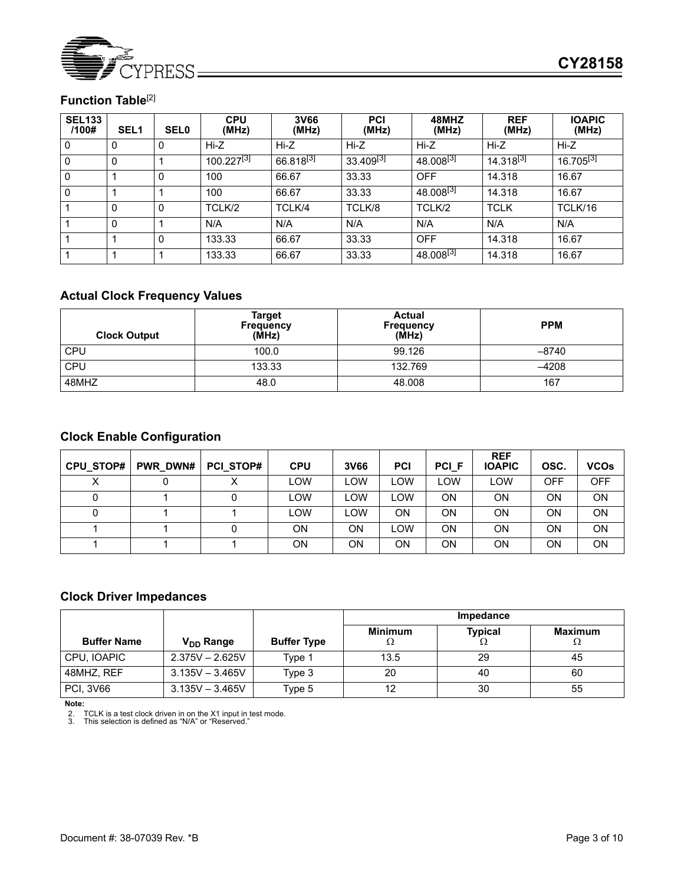## Function Table[2]

| SEL133 /100# | SEL1 | SEL0 | CPU (MHz) | 3V66 (MHz) | PCI (MHz) | 48MHZ (MHz) | REF (MHz) | IOAPIC (MHz) |
|---|---|---|---|---|---|---|---|---|
| 0 | 0 | 0 | Hi-Z | Hi-Z | Hi-Z | Hi-Z | Hi-Z | Hi-Z |
| 0 | 0 | 1 | 100.227[3] | 66.818[3] | 33.409[3] | 48.008[3] | 14.318[3] | 16.705[3] |
| 0 | 1 | 0 | 100 | 66.67 | 33.33 | OFF | 14.318 | 16.67 |
| 0 | 1 | 1 | 100 | 66.67 | 33.33 | 48.008[3] | 14.318 | 16.67 |
| 1 | 0 | 0 | TCLK/2 | TCLK/4 | TCLK/8 | TCLK/2 | TCLK | TCLK/16 |
| 1 | 0 | 1 | N/A | N/A | N/A | N/A | N/A | N/A |
| 1 | 1 | 0 | 133.33 | 66.67 | 33.33 | OFF | 14.318 | 16.67 |
| 1 | 1 | 1 | 133.33 | 66.67 | 33.33 | 48.008[3] | 14.318 | 16.67 |

## Actual Clock Frequency Values

| Clock Output | Target Frequency (MHz) | Actual Frequency (MHz) | PPM |
|---|---|---|---|
| CPU | 100.0 | 99.126 | –8740 |
| CPU | 133.33 | 132.769 | –4208 |
| 48MHZ | 48.0 | 48.008 | 167 |

## Clock Enable Configuration

| CPU_STOP# | PWR_DWN# | PCI_STOP# | CPU | 3V66 | PCI | PCI_F | REF IOAPIC | OSC. | VCOs |
|---|---|---|---|---|---|---|---|---|---|
| X | 0 | X | LOW | LOW | LOW | LOW | LOW | OFF | OFF |
| 0 | 1 | 0 | LOW | LOW | LOW | ON | ON | ON | ON |
| 0 | 1 | 1 | LOW | LOW | ON | ON | ON | ON | ON |
| 1 | 1 | 0 | ON | ON | LOW | ON | ON | ON | ON |
| 1 | 1 | 1 | ON | ON | ON | ON | ON | ON | ON |

## Clock Driver Impedances

| Buffer Name | $V_{DD}$ Range | Buffer Type | Impedance | | |
|---|---|---|---|---|---|
| | | | Minimum Ω | Typical Ω | Maximum Ω |
| CPU, IOAPIC | 2.375V – 2.625V | Type 1 | 13.5 | 29 | 45 |
| 48MHZ, REF | 3.135V – 3.465V | Type 3 | 20 | 40 | 60 |
| PCI, 3V66 | 3.135V – 3.465V | Type 5 | 12 | 30 | 55 |

**Note:**

2. TCLK is a test clock driven in on the X1 input in test mode.
3. This selection is defined as "N/A" or "Reserved."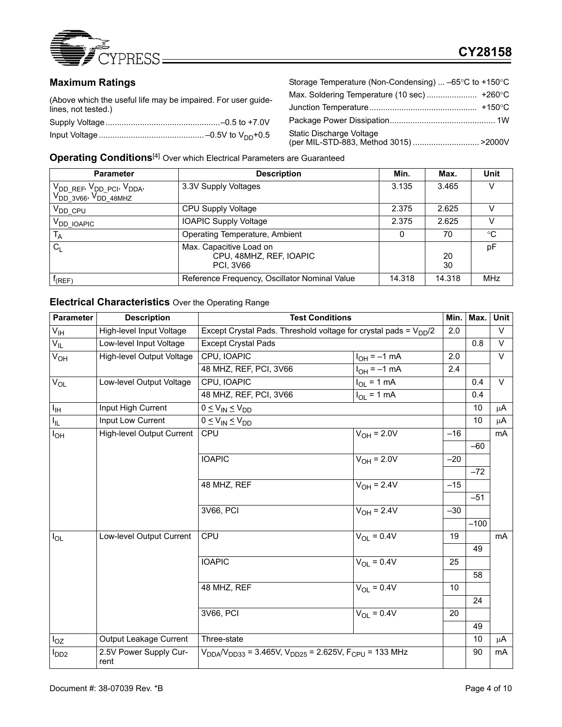## Maximum Ratings

(Above which the useful life may be impaired. For user guidelines, not tested.)

Supply Voltage ........................................ –0.5 to +7.0V

Input Voltage ........................................ –0.5V to $V_{DD}$+0.5

Storage Temperature (Non-Condensing) ... –65°C to +150°C

Max. Soldering Temperature (10 sec) ..................... +260°C

Junction Temperature ........................................ +150°C

Package Power Dissipation ........................................ 1W

Static Discharge Voltage (per MIL-STD-883, Method 3015) ........................ >2000V

## Operating Conditions[4] Over which Electrical Parameters are Guaranteed

| Parameter | Description | Min. | Max. | Unit |
|---|---|---|---|---|
| $V_{DD\_REF}$, $V_{DD\_PCI}$, $V_{DDA}$, $V_{DD\_3V66}$, $V_{DD\_48MHZ}$ | 3.3V Supply Voltages | 3.135 | 3.465 | V |
| $V_{DD\_CPU}$ | CPU Supply Voltage | 2.375 | 2.625 | V |
| $V_{DD\_IOAPIC}$ | IOAPIC Supply Voltage | 2.375 | 2.625 | V |
| $T_A$ | Operating Temperature, Ambient | 0 | 70 | °C |
| $C_L$ | Max. Capacitive Load on<br>CPU, 48MHZ, REF, IOAPIC<br>PCI, 3V66 | | <br>20<br>30 | pF |
| $f_{(REF)}$ | Reference Frequency, Oscillator Nominal Value | 14.318 | 14.318 | MHz |

## Electrical Characteristics Over the Operating Range

| Parameter | Description | Test Conditions | | Min. | Max. | Unit |
|---|---|---|---|---|---|---|
| $V_{IH}$ | High-level Input Voltage | Except Crystal Pads. Threshold voltage for crystal pads = $V_{DD}/2$ | | 2.0 | | V |
| $V_{IL}$ | Low-level Input Voltage | Except Crystal Pads | | | 0.8 | V |
| $V_{OH}$ | High-level Output Voltage | CPU, IOAPIC | $I_{OH}$ = –1 mA | 2.0 | | V |
| | | 48 MHZ, REF, PCI, 3V66 | $I_{OH}$ = –1 mA | 2.4 | | |
| $V_{OL}$ | Low-level Output Voltage | CPU, IOAPIC | $I_{OL}$ = 1 mA | | 0.4 | V |
| | | 48 MHZ, REF, PCI, 3V66 | $I_{OL}$ = 1 mA | | 0.4 | |
| $I_{IH}$ | Input High Current | $0 \le V_{IN} \le V_{DD}$ | | | 10 | μA |
| $I_{IL}$ | Input Low Current | $0 \le V_{IN} \le V_{DD}$ | | | 10 | μA |
| $I_{OH}$ | High-level Output Current | CPU | $V_{OH}$ = 2.0V | –16 | | mA |
| | | | | | –60 | |
| | | IOAPIC | $V_{OH}$ = 2.0V | –20 | | |
| | | | | | –72 | |
| | | 48 MHZ, REF | $V_{OH}$ = 2.4V | –15 | | |
| | | | | | –51 | |
| | | 3V66, PCI | $V_{OH}$ = 2.4V | –30 | | |
| | | | | | –100 | |
| $I_{OL}$ | Low-level Output Current | CPU | $V_{OL}$ = 0.4V | 19 | | mA |
| | | | | | 49 | |
| | | IOAPIC | $V_{OL}$ = 0.4V | 25 | | |
| | | | | | 58 | |
| | | 48 MHZ, REF | $V_{OL}$ = 0.4V | 10 | | |
| | | | | | 24 | |
| | | 3V66, PCI | $V_{OL}$ = 0.4V | 20 | | |
| | | | | | 49 | |
| $I_{OZ}$ | Output Leakage Current | Three-state | | | 10 | μA |
| $I_{DD2}$ | 2.5V Power Supply Current | $V_{DDA}/V_{DD33}$ = 3.465V, $V_{DD25}$ = 2.625V, $F_{CPU}$ = 133 MHz | | | 90 | mA |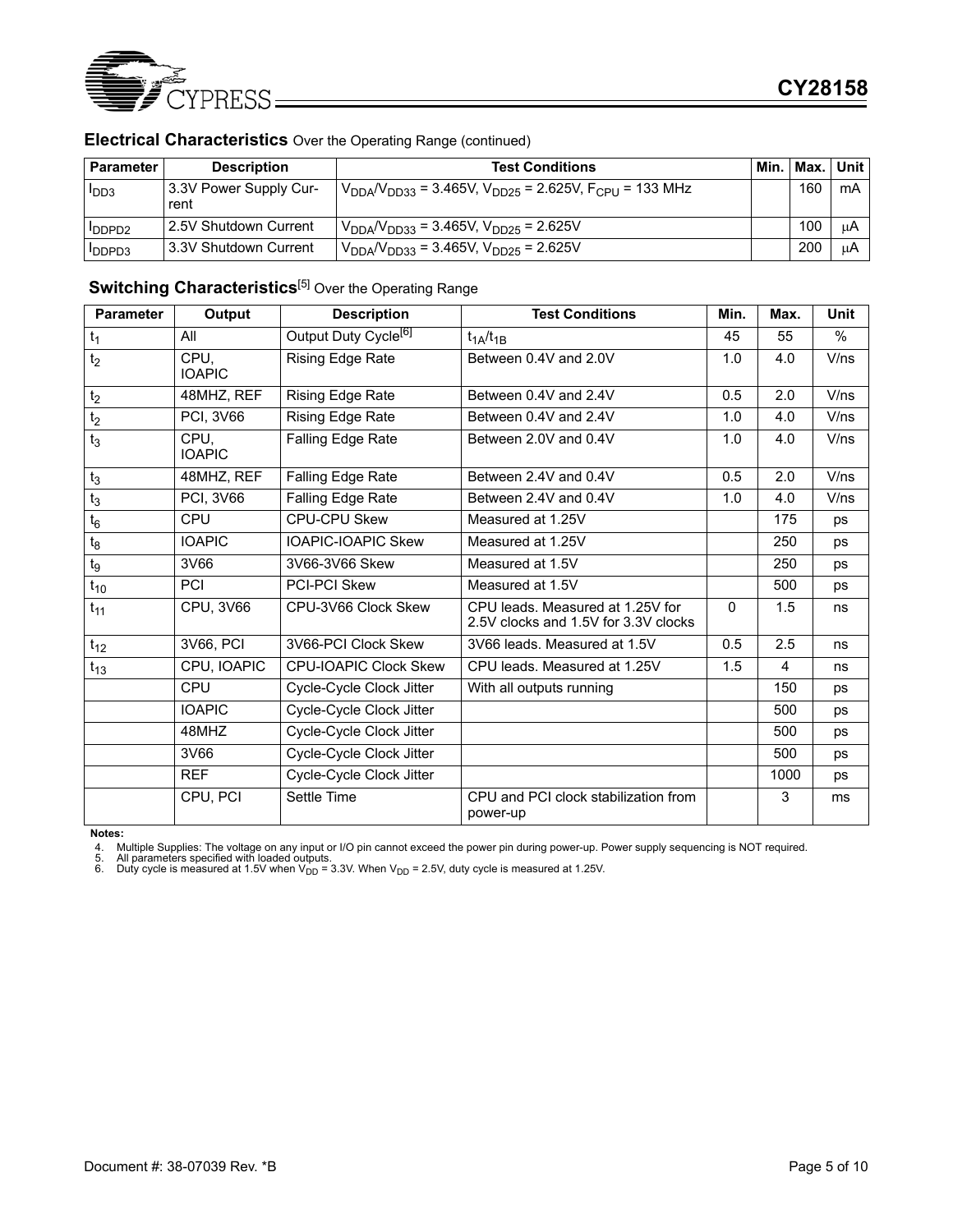## Electrical Characteristics Over the Operating Range (continued)

| Parameter | Description | Test Conditions | Min. | Max. | Unit |
|---|---|---|---|---|---|
| $I_{DD3}$ | 3.3V Power Supply Current | $V_{DDA}/V_{DD33}$ = 3.465V, $V_{DD25}$ = 2.625V, $F_{CPU}$ = 133 MHz | | 160 | mA |
| $I_{DDPD2}$ | 2.5V Shutdown Current | $V_{DDA}/V_{DD33}$ = 3.465V, $V_{DD25}$ = 2.625V | | 100 | μA |
| $I_{DDPD3}$ | 3.3V Shutdown Current | $V_{DDA}/V_{DD33}$ = 3.465V, $V_{DD25}$ = 2.625V | | 200 | μA |

## Switching Characteristics[5] Over the Operating Range

| Parameter | Output | Description | Test Conditions | Min. | Max. | Unit |
|---|---|---|---|---|---|---|
| $t_1$ | All | Output Duty Cycle[6] | $t_{1A}/t_{1B}$ | 45 | 55 | % |
| $t_2$ | CPU, IOAPIC | Rising Edge Rate | Between 0.4V and 2.0V | 1.0 | 4.0 | V/ns |
| $t_2$ | 48MHZ, REF | Rising Edge Rate | Between 0.4V and 2.4V | 0.5 | 2.0 | V/ns |
| $t_2$ | PCI, 3V66 | Rising Edge Rate | Between 0.4V and 2.4V | 1.0 | 4.0 | V/ns |
| $t_3$ | CPU, IOAPIC | Falling Edge Rate | Between 2.0V and 0.4V | 1.0 | 4.0 | V/ns |
| $t_3$ | 48MHZ, REF | Falling Edge Rate | Between 2.4V and 0.4V | 0.5 | 2.0 | V/ns |
| $t_3$ | PCI, 3V66 | Falling Edge Rate | Between 2.4V and 0.4V | 1.0 | 4.0 | V/ns |
| $t_6$ | CPU | CPU-CPU Skew | Measured at 1.25V | | 175 | ps |
| $t_8$ | IOAPIC | IOAPIC-IOAPIC Skew | Measured at 1.25V | | 250 | ps |
| $t_9$ | 3V66 | 3V66-3V66 Skew | Measured at 1.5V | | 250 | ps |
| $t_{10}$ | PCI | PCI-PCI Skew | Measured at 1.5V | | 500 | ps |
| $t_{11}$ | CPU, 3V66 | CPU-3V66 Clock Skew | CPU leads. Measured at 1.25V for 2.5V clocks and 1.5V for 3.3V clocks | 0 | 1.5 | ns |
| $t_{12}$ | 3V66, PCI | 3V66-PCI Clock Skew | 3V66 leads. Measured at 1.5V | 0.5 | 2.5 | ns |
| $t_{13}$ | CPU, IOAPIC | CPU-IOAPIC Clock Skew | CPU leads. Measured at 1.25V | 1.5 | 4 | ns |
| | CPU | Cycle-Cycle Clock Jitter | With all outputs running | | 150 | ps |
| | IOAPIC | Cycle-Cycle Clock Jitter | | | 500 | ps |
| | 48MHZ | Cycle-Cycle Clock Jitter | | | 500 | ps |
| | 3V66 | Cycle-Cycle Clock Jitter | | | 500 | ps |
| | REF | Cycle-Cycle Clock Jitter | | | 1000 | ps |
| | CPU, PCI | Settle Time | CPU and PCI clock stabilization from power-up | | 3 | ms |

**Notes:**

4. Multiple Supplies: The voltage on any input or I/O pin cannot exceed the power pin during power-up. Power supply sequencing is NOT required.
5. All parameters specified with loaded outputs.
6. Duty cycle is measured at 1.5V when $V_{DD}$ = 3.3V. When $V_{DD}$ = 2.5V, duty cycle is measured at 1.25V.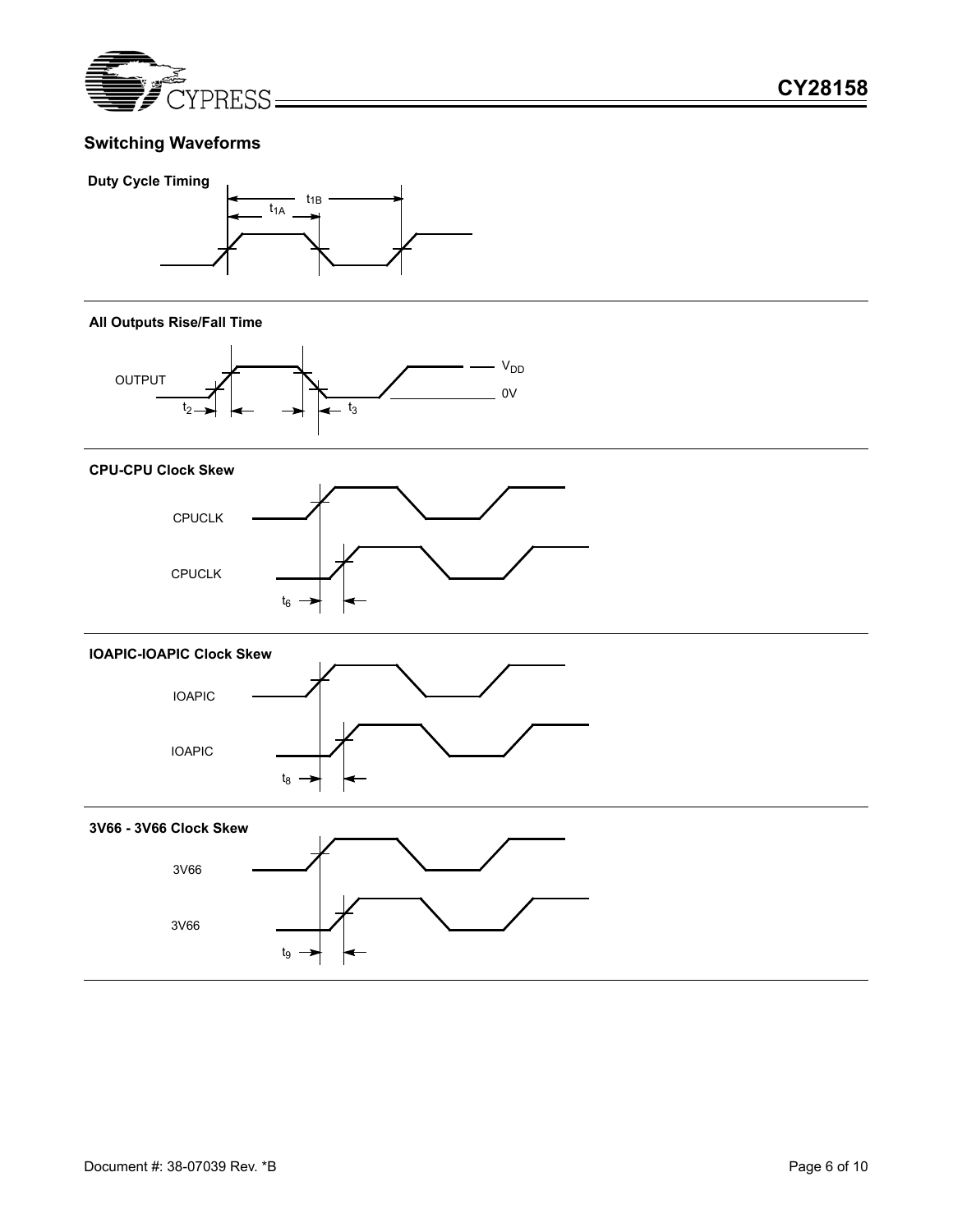## Switching Waveforms

**Duty Cycle Timing**

$t_{1B}$

$t_{1A}$

**All Outputs Rise/Fall Time**

OUTPUT

$V_{DD}$

0V

$t_2$

$t_3$

**CPU-CPU Clock Skew**

CPUCLK

CPUCLK

$t_6$

**IOAPIC-IOAPIC Clock Skew**

IOAPIC

IOAPIC

$t_8$

**3V66 - 3V66 Clock Skew**

3V66

3V66

$t_9$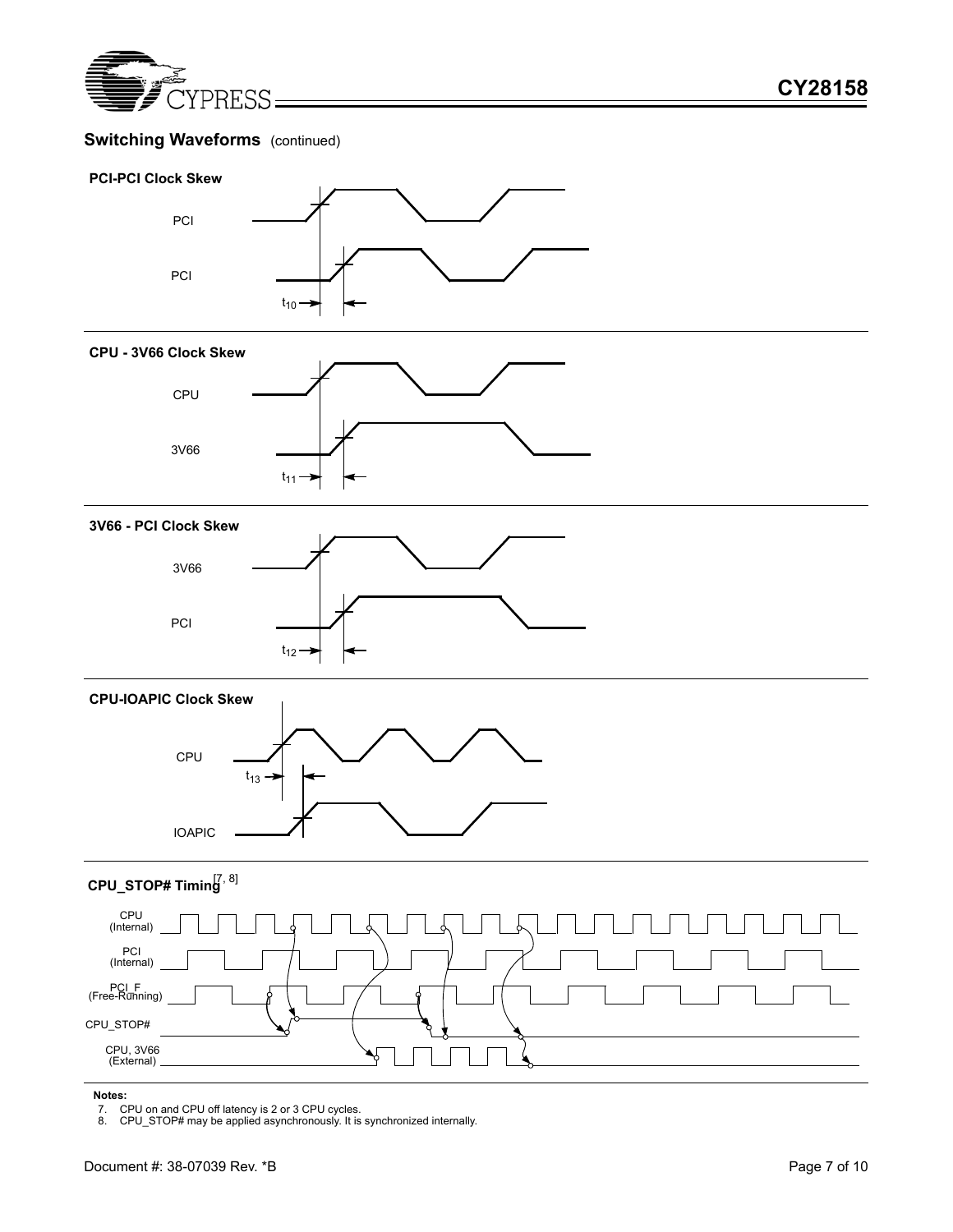## Switching Waveforms (continued)

### PCI-PCI Clock Skew

PCI

PCI

$t_{10}$

### CPU - 3V66 Clock Skew

CPU

3V66

$t_{11}$

### 3V66 - PCI Clock Skew

3V66

PCI

$t_{12}$

### CPU-IOAPIC Clock Skew

CPU

$t_{13}$

IOAPIC

### CPU_STOP# Timing[7, 8]

CPU (Internal)

PCI (Internal)

PCI_F (Free-Running)

CPU_STOP#

CPU, 3V66 (External)

**Notes:**

7. CPU on and CPU off latency is 2 or 3 CPU cycles.
8. CPU_STOP# may be applied asynchronously. It is synchronized internally.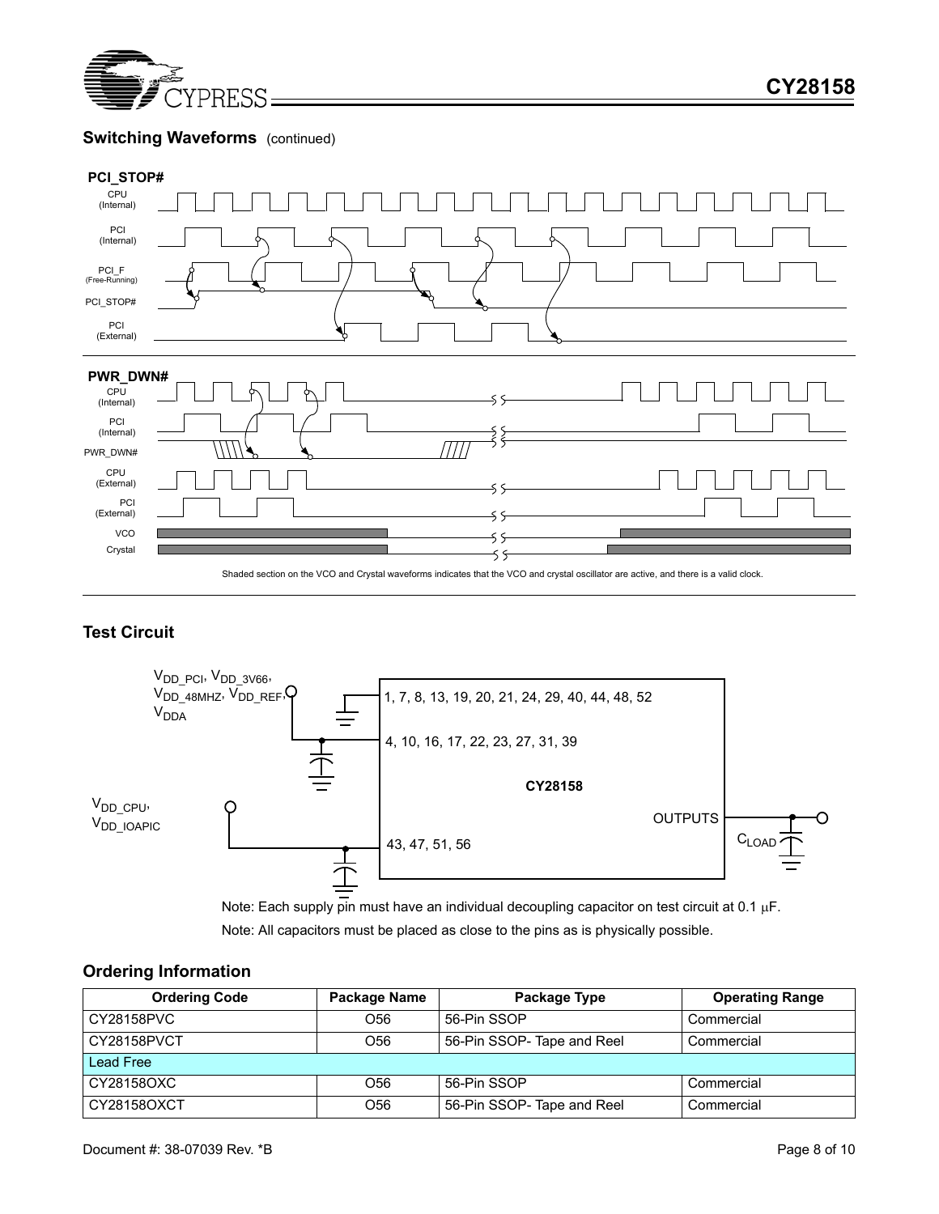## Switching Waveforms (continued)

**PCI_STOP#**

CPU (Internal)

PCI (Internal)

PCI_F (Free-Running)

PCI_STOP#

PCI (External)

**PWR_DWN#**

CPU (Internal)

PCI (Internal)

PWR_DWN#

CPU (External)

PCI (External)

VCO

Crystal

Shaded section on the VCO and Crystal waveforms indicates that the VCO and crystal oscillator are active, and there is a valid clock.

## Test Circuit

$V_{DD\_PCI}$, $V_{DD\_3V66}$, $V_{DD\_48MHZ}$, $V_{DD\_REF}$, $V_{DDA}$

1, 7, 8, 13, 19, 20, 21, 24, 29, 40, 44, 48, 52

4, 10, 16, 17, 22, 23, 27, 31, 39

CY28158

$V_{DD\_CPU}$, $V_{DD\_IOAPIC}$

43, 47, 51, 56

OUTPUTS

$C_{LOAD}$

Note: Each supply pin must have an individual decoupling capacitor on test circuit at 0.1 μF.

Note: All capacitors must be placed as close to the pins as is physically possible.

## Ordering Information

| Ordering Code | Package Name | Package Type | Operating Range |
|---|---|---|---|
| CY28158PVC | O56 | 56-Pin SSOP | Commercial |
| CY28158PVCT | O56 | 56-Pin SSOP- Tape and Reel | Commercial |
| Lead Free | | | |
| CY28158OXC | O56 | 56-Pin SSOP | Commercial |
| CY28158OXCT | O56 | 56-Pin SSOP- Tape and Reel | Commercial |

Document #: 38-07039 Rev. *B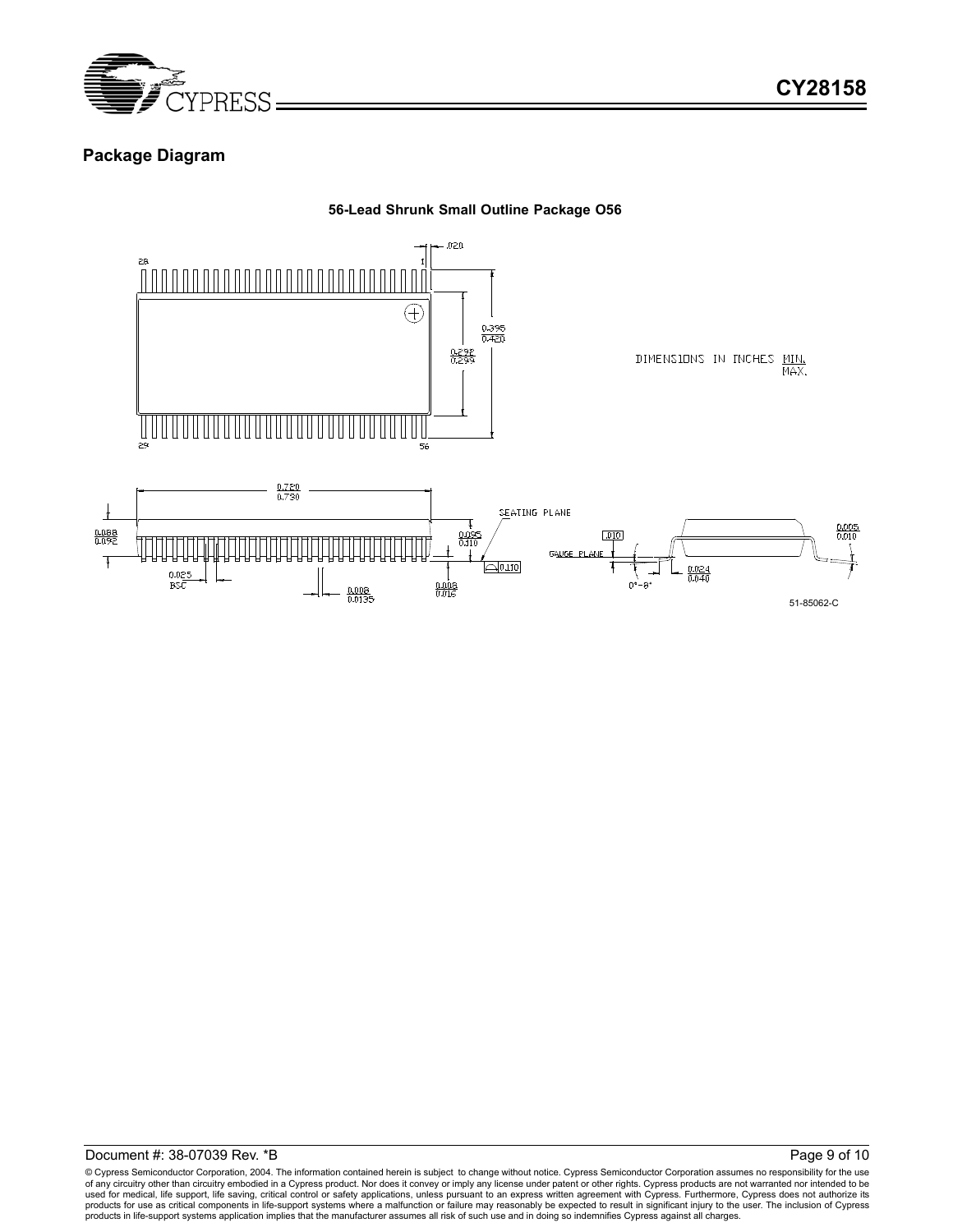## Package Diagram

**56-Lead Shrunk Small Outline Package O56**

DIMENSIONS IN INCHES MIN. / MAX.

51-85062-C

Document #: 38-07039 Rev. *B

© Cypress Semiconductor Corporation, 2004. The information contained herein is subject to change without notice. Cypress Semiconductor Corporation assumes no responsibility for the use of any circuitry other than circuitry embodied in a Cypress product. Nor does it convey or imply any license under patent or other rights. Cypress products are not warranted nor intended to be used for medical, life support, life saving, critical control or safety applications, unless pursuant to an express written agreement with Cypress. Furthermore, Cypress does not authorize its products for use as critical components in life-support systems where a malfunction or failure may reasonably be expected to result in significant injury to the user. The inclusion of Cypress products in life-support systems application implies that the manufacturer assumes all risk of such use and in doing so indemnifies Cypress against all charges.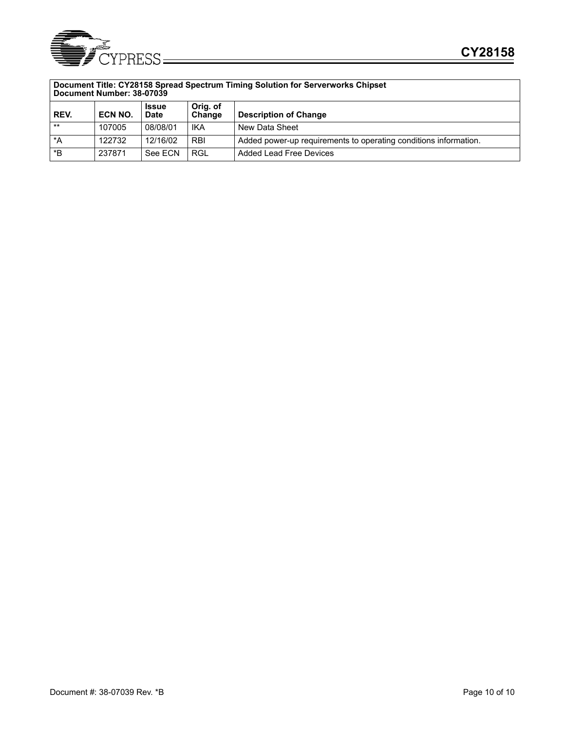| Document Title: CY28158 Spread Spectrum Timing Solution for Serverworks Chipset<br>Document Number: 38-07039 | | | | |
|---|---|---|---|---|
| **REV.** | **ECN NO.** | **Issue Date** | **Orig. of Change** | **Description of Change** |
| ** | 107005 | 08/08/01 | IKA | New Data Sheet |
| *A | 122732 | 12/16/02 | RBI | Added power-up requirements to operating conditions information. |
| *B | 237871 | See ECN | RGL | Added Lead Free Devices |